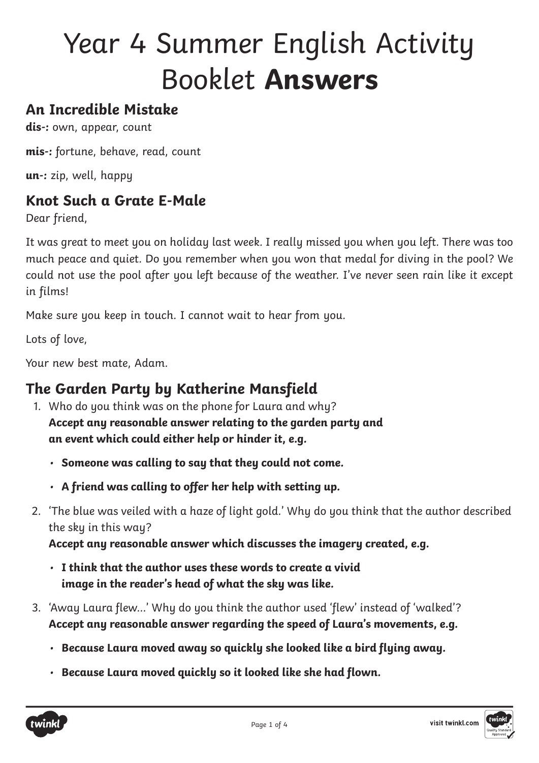# Year 4 Summer English Activity Booklet **Answers**

## An Incredible Mistake

**dis-:** own, appear, count

**mis-:** fortune, behave, read, count

**un-:** zip, well, happy

## Knot Such a Grate E-Male

Dear friend,

It was great to meet you on holiday last week. I really missed you when you left. There was too much peace and quiet. Do you remember when you won that medal for diving in the pool? We could not use the pool after you left because of the weather. I've never seen rain like it except in films!

Make sure you keep in touch. I cannot wait to hear from you.

Lots of love,

Your new best mate, Adam.

## The Garden Party by Katherine Mansfield

1. Who do you think was on the phone for Laura and why?
   **Accept any reasonable answer relating to the garden party and an event which could either help or hinder it, e.g.**
   - **Someone was calling to say that they could not come.**
   - **A friend was calling to offer her help with setting up.**
2. 'The blue was veiled with a haze of light gold.' Why do you think that the author described the sky in this way?
   **Accept any reasonable answer which discusses the imagery created, e.g.**
   - **I think that the author uses these words to create a vivid image in the reader's head of what the sky was like.**
3. 'Away Laura flew...' Why do you think the author used 'flew' instead of 'walked'?
   **Accept any reasonable answer regarding the speed of Laura's movements, e.g.**
   - **Because Laura moved away so quickly she looked like a bird flying away.**
   - **Because Laura moved quickly so it looked like she had flown.**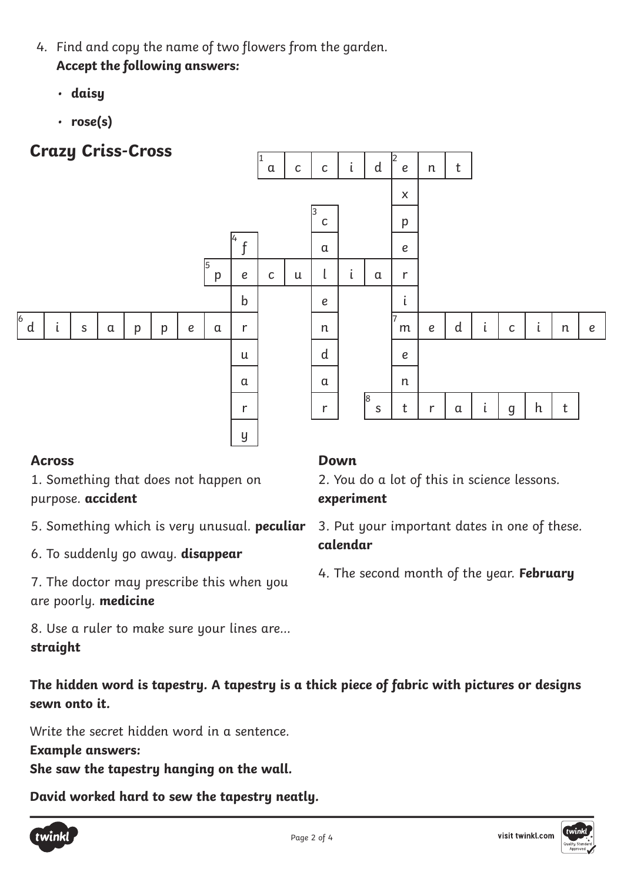4. Find and copy the name of two flowers from the garden.
   **Accept the following answers:**

   - **daisy**
   - **rose(s)**

## Crazy Criss-Cross

### Across

1. Something that does not happen on purpose. **accident**
5. Something which is very unusual. **peculiar**
6. To suddenly go away. **disappear**
7. The doctor may prescribe this when you are poorly. **medicine**
8. Use a ruler to make sure your lines are… **straight**

### Down

2. You do a lot of this in science lessons. **experiment**
3. Put your important dates in one of these. **calendar**
4. The second month of the year. **February**

**The hidden word is tapestry. A tapestry is a thick piece of fabric with pictures or designs sewn onto it.**

Write the secret hidden word in a sentence.

**Example answers:**

**She saw the tapestry hanging on the wall.**

**David worked hard to sew the tapestry neatly.**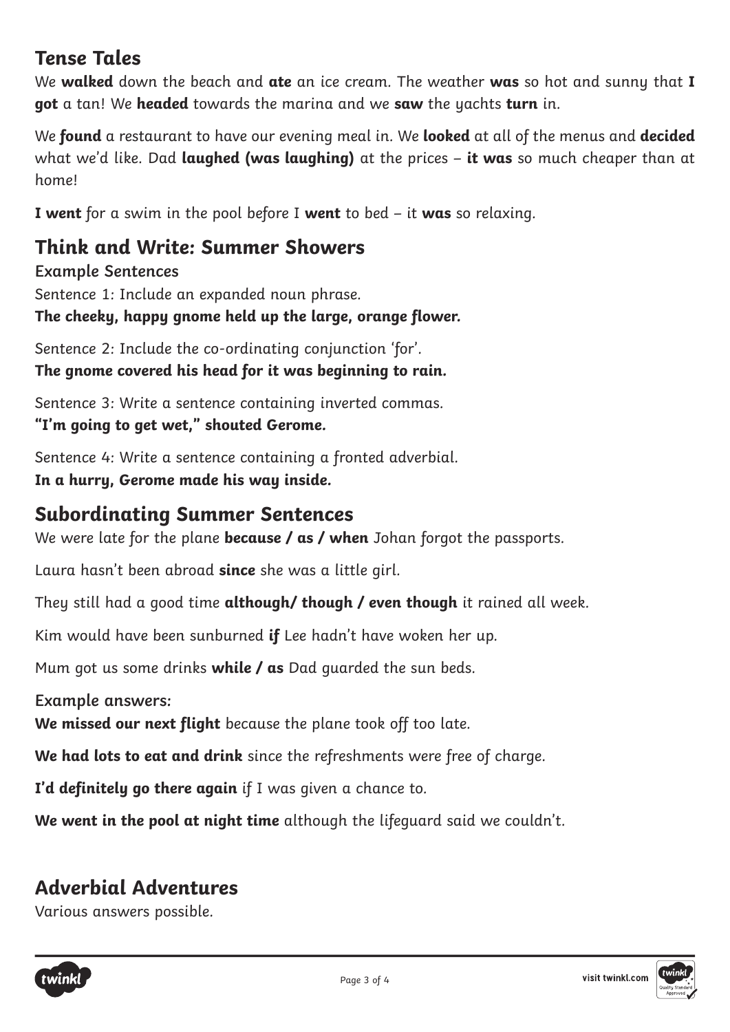## Tense Tales

We **walked** down the beach and **ate** an ice cream. The weather **was** so hot and sunny that **I got** a tan! We **headed** towards the marina and we **saw** the yachts **turn** in.

We **found** a restaurant to have our evening meal in. We **looked** at all of the menus and **decided** what we'd like. Dad **laughed (was laughing)** at the prices – **it was** so much cheaper than at home!

**I went** for a swim in the pool before I **went** to bed – it **was** so relaxing.

## Think and Write: Summer Showers

### Example Sentences

Sentence 1: Include an expanded noun phrase.
**The cheeky, happy gnome held up the large, orange flower.**

Sentence 2: Include the co-ordinating conjunction 'for'.
**The gnome covered his head for it was beginning to rain.**

Sentence 3: Write a sentence containing inverted commas.
**"I'm going to get wet," shouted Gerome.**

Sentence 4: Write a sentence containing a fronted adverbial.
**In a hurry, Gerome made his way inside.**

## Subordinating Summer Sentences

We were late for the plane **because / as / when** Johan forgot the passports.

Laura hasn't been abroad **since** she was a little girl.

They still had a good time **although/ though / even though** it rained all week.

Kim would have been sunburned **if** Lee hadn't have woken her up.

Mum got us some drinks **while / as** Dad guarded the sun beds.

### Example answers:

**We missed our next flight** because the plane took off too late.

**We had lots to eat and drink** since the refreshments were free of charge.

**I'd definitely go there again** if I was given a chance to.

**We went in the pool at night time** although the lifeguard said we couldn't.

## Adverbial Adventures

Various answers possible.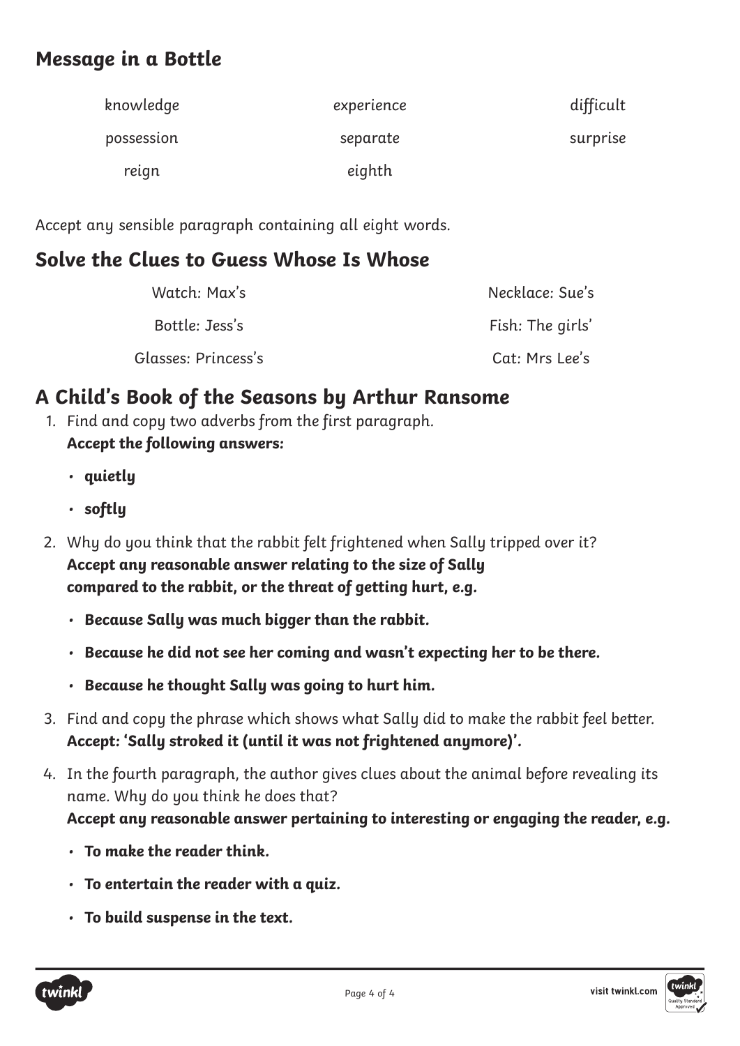## Message in a Bottle

| | | |
|---|---|---|
| knowledge | experience | difficult |
| possession | separate | surprise |
| reign | eighth | |

*Accept any sensible paragraph containing all eight words.*

## Solve the Clues to Guess Whose Is Whose

| | |
|---|---|
| Watch: Max's | Necklace: Sue's |
| Bottle: Jess's | Fish: The girls' |
| Glasses: Princess's | Cat: Mrs Lee's |

## A Child's Book of the Seasons by Arthur Ransome

1. Find and copy two adverbs from the first paragraph.
   **Accept the following answers:**
   - **quietly**
   - **softly**
2. Why do you think that the rabbit felt frightened when Sally tripped over it?
   **Accept any reasonable answer relating to the size of Sally compared to the rabbit, or the threat of getting hurt, e.g.**
   - **Because Sally was much bigger than the rabbit.**
   - **Because he did not see her coming and wasn't expecting her to be there.**
   - **Because he thought Sally was going to hurt him.**
3. Find and copy the phrase which shows what Sally did to make the rabbit feel better.
   **Accept: 'Sally stroked it (until it was not frightened anymore)'.**
4. In the fourth paragraph, the author gives clues about the animal before revealing its name. Why do you think he does that?
   **Accept any reasonable answer pertaining to interesting or engaging the reader, e.g.**
   - **To make the reader think.**
   - **To entertain the reader with a quiz.**
   - **To build suspense in the text.**